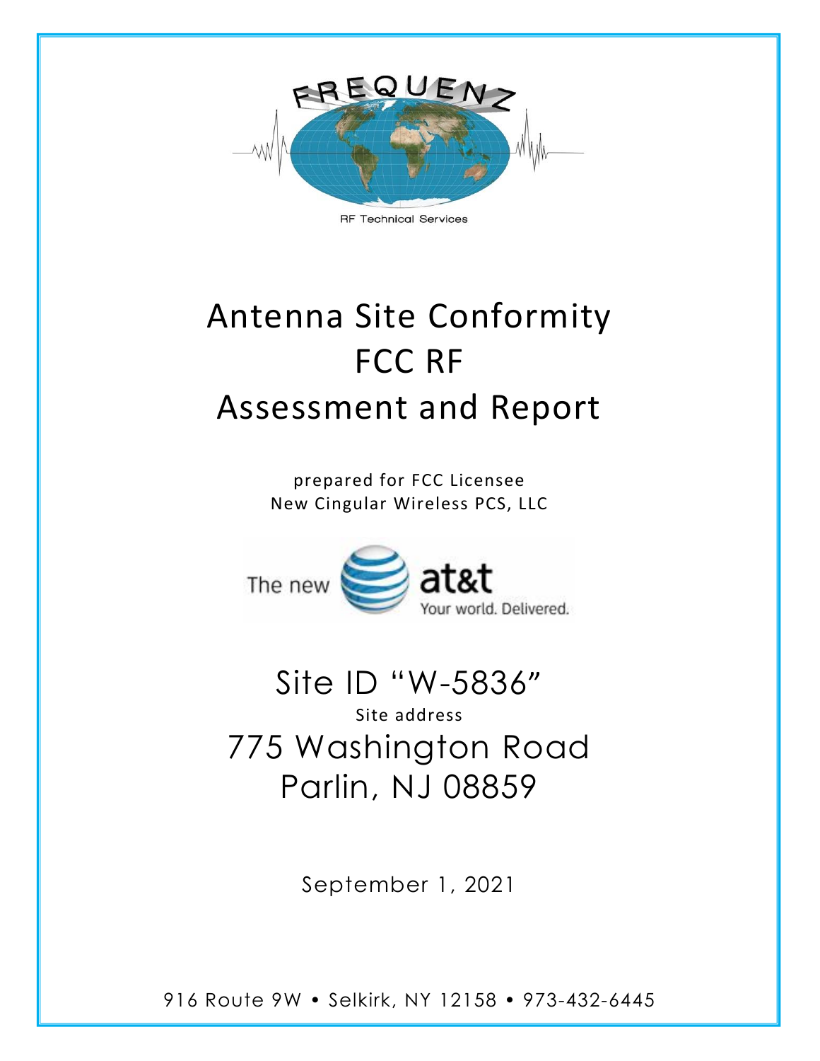FREQUENZ

RF Technical Services

# Antenna Site Conformity FCC RF Assessment and Report

prepared for FCC Licensee
New Cingular Wireless PCS, LLC

The new at&t Your world. Delivered.

## Site ID "W-5836"

Site address

## 775 Washington Road Parlin, NJ 08859

September 1, 2021

916 Route 9W • Selkirk, NY 12158 • 973-432-6445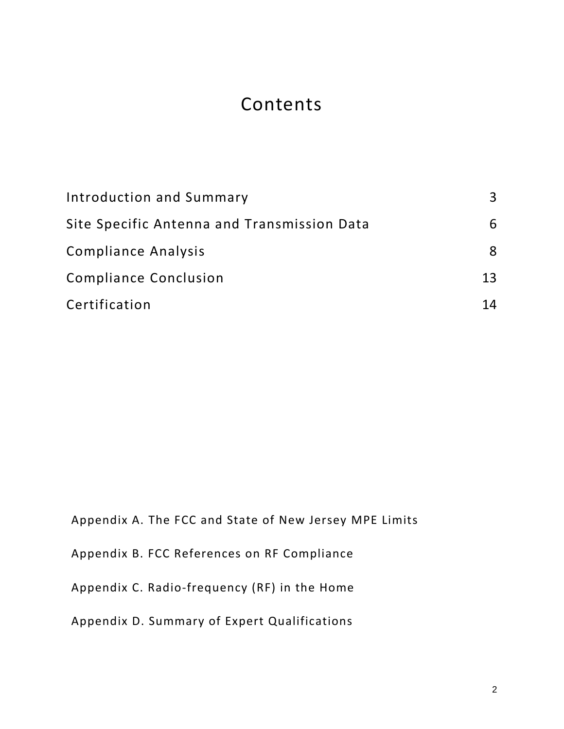# Contents

| | |
|---|---|
| Introduction and Summary | 3 |
| Site Specific Antenna and Transmission Data | 6 |
| Compliance Analysis | 8 |
| Compliance Conclusion | 13 |
| Certification | 14 |

Appendix A. The FCC and State of New Jersey MPE Limits

Appendix B. FCC References on RF Compliance

Appendix C. Radio-frequency (RF) in the Home

Appendix D. Summary of Expert Qualifications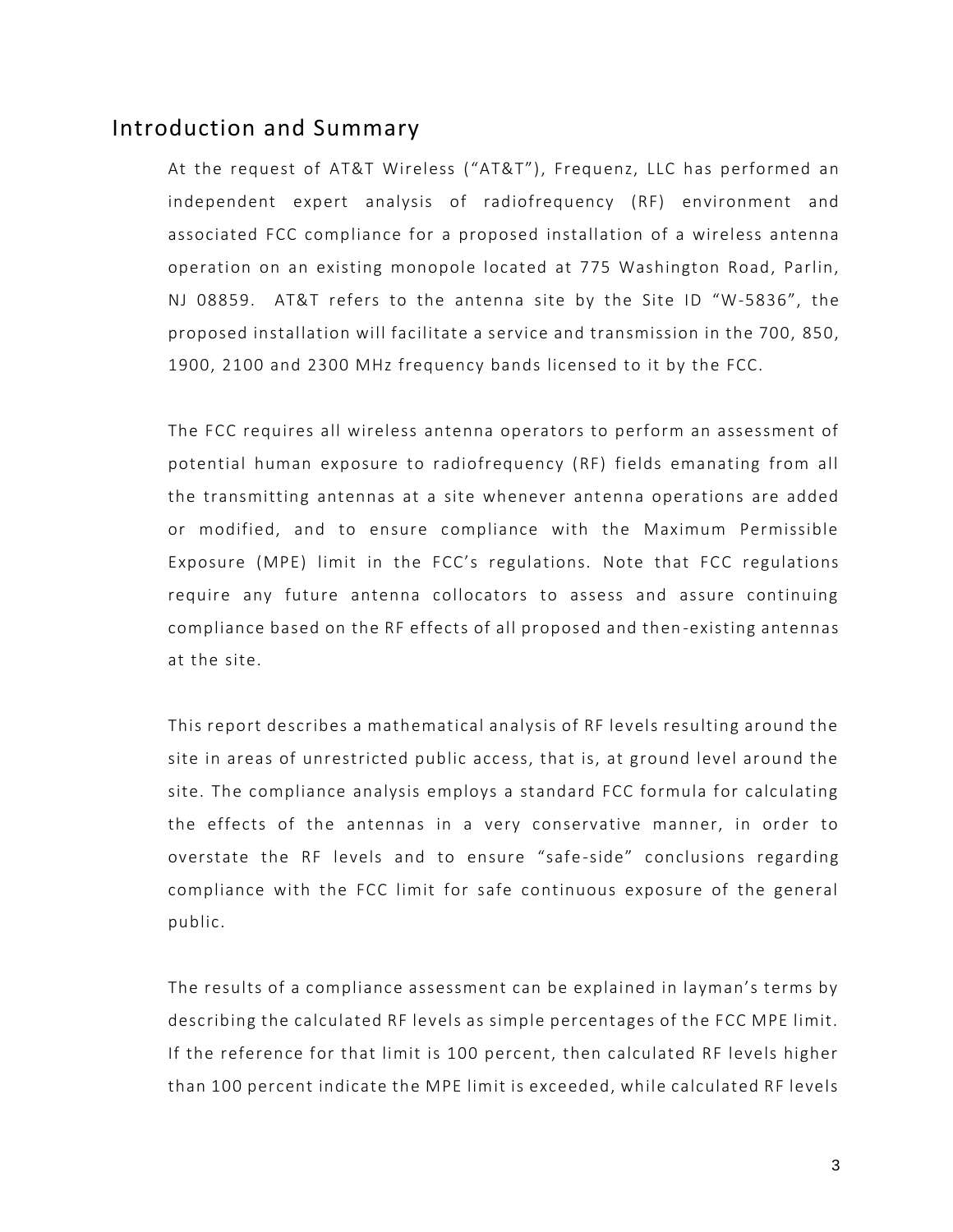## Introduction and Summary

At the request of AT&T Wireless ("AT&T"), Frequenz, LLC has performed an independent expert analysis of radiofrequency (RF) environment and associated FCC compliance for a proposed installation of a wireless antenna operation on an existing monopole located at 775 Washington Road, Parlin, NJ 08859. AT&T refers to the antenna site by the Site ID "W-5836", the proposed installation will facilitate a service and transmission in the 700, 850, 1900, 2100 and 2300 MHz frequency bands licensed to it by the FCC.

The FCC requires all wireless antenna operators to perform an assessment of potential human exposure to radiofrequency (RF) fields emanating from all the transmitting antennas at a site whenever antenna operations are added or modified, and to ensure compliance with the Maximum Permissible Exposure (MPE) limit in the FCC's regulations. Note that FCC regulations require any future antenna collocators to assess and assure continuing compliance based on the RF effects of all proposed and then-existing antennas at the site.

This report describes a mathematical analysis of RF levels resulting around the site in areas of unrestricted public access, that is, at ground level around the site. The compliance analysis employs a standard FCC formula for calculating the effects of the antennas in a very conservative manner, in order to overstate the RF levels and to ensure "safe-side" conclusions regarding compliance with the FCC limit for safe continuous exposure of the general public.

The results of a compliance assessment can be explained in layman's terms by describing the calculated RF levels as simple percentages of the FCC MPE limit. If the reference for that limit is 100 percent, then calculated RF levels higher than 100 percent indicate the MPE limit is exceeded, while calculated RF levels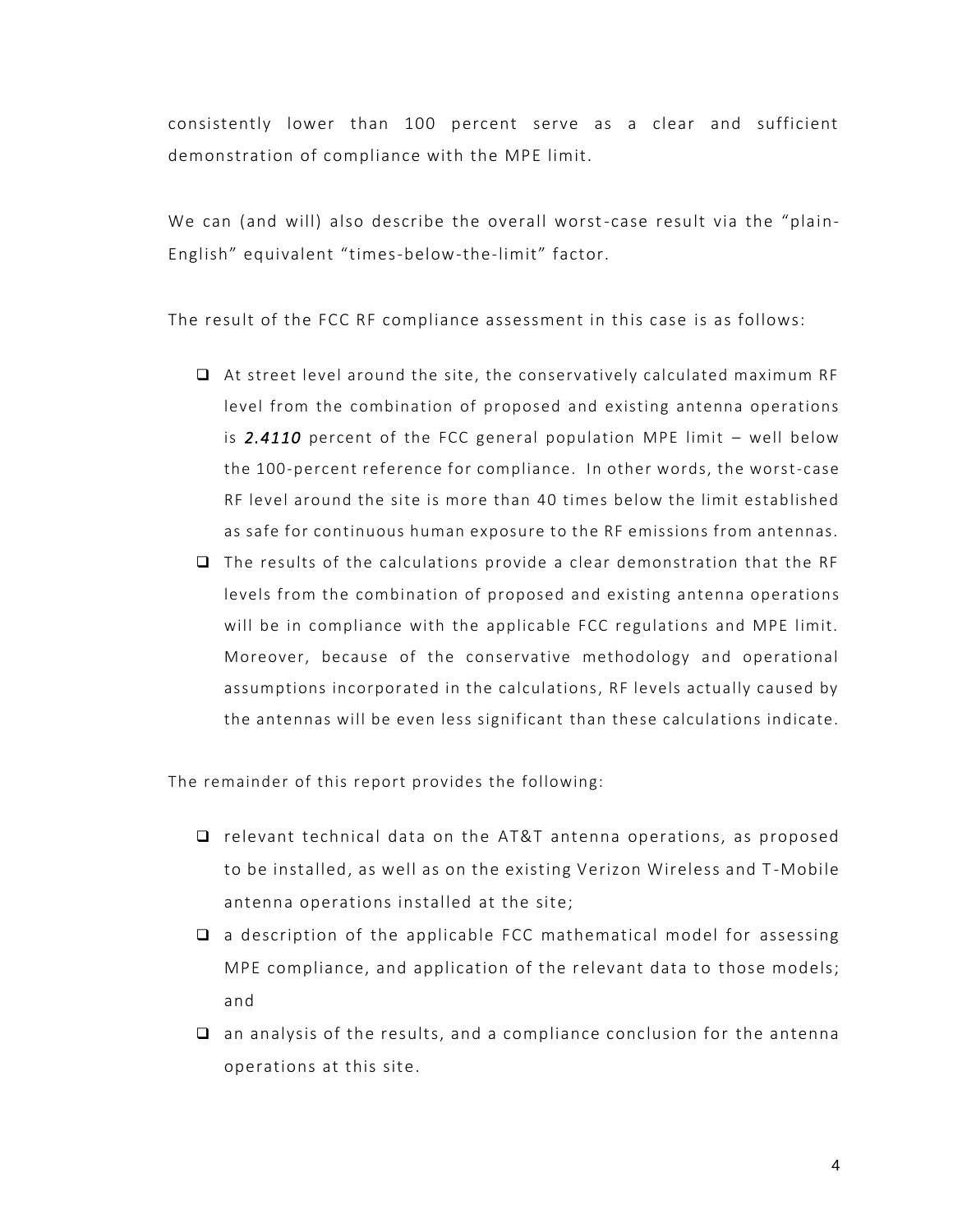consistently lower than 100 percent serve as a clear and sufficient demonstration of compliance with the MPE limit.

We can (and will) also describe the overall worst-case result via the "plain-English" equivalent "times-below-the-limit" factor.

The result of the FCC RF compliance assessment in this case is as follows:

- At street level around the site, the conservatively calculated maximum RF level from the combination of proposed and existing antenna operations is ***2.4110*** percent of the FCC general population MPE limit – well below the 100-percent reference for compliance. In other words, the worst-case RF level around the site is more than 40 times below the limit established as safe for continuous human exposure to the RF emissions from antennas.
- The results of the calculations provide a clear demonstration that the RF levels from the combination of proposed and existing antenna operations will be in compliance with the applicable FCC regulations and MPE limit. Moreover, because of the conservative methodology and operational assumptions incorporated in the calculations, RF levels actually caused by the antennas will be even less significant than these calculations indicate.

The remainder of this report provides the following:

- relevant technical data on the AT&T antenna operations, as proposed to be installed, as well as on the existing Verizon Wireless and T-Mobile antenna operations installed at the site;
- a description of the applicable FCC mathematical model for assessing MPE compliance, and application of the relevant data to those models; and
- an analysis of the results, and a compliance conclusion for the antenna operations at this site.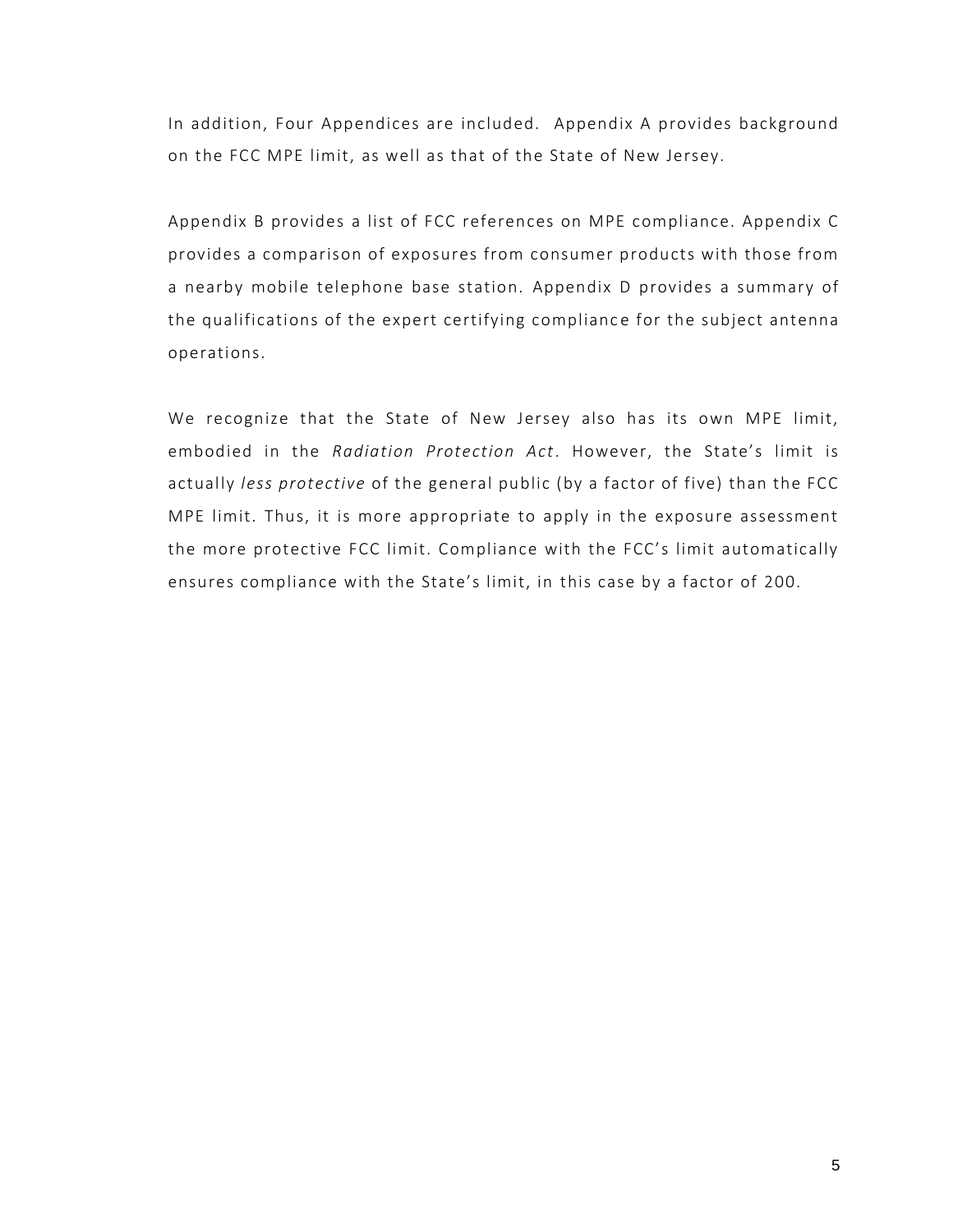In addition, Four Appendices are included. Appendix A provides background on the FCC MPE limit, as well as that of the State of New Jersey.

Appendix B provides a list of FCC references on MPE compliance. Appendix C provides a comparison of exposures from consumer products with those from a nearby mobile telephone base station. Appendix D provides a summary of the qualifications of the expert certifying compliance for the subject antenna operations.

We recognize that the State of New Jersey also has its own MPE limit, embodied in the *Radiation Protection Act*. However, the State's limit is actually *less protective* of the general public (by a factor of five) than the FCC MPE limit. Thus, it is more appropriate to apply in the exposure assessment the more protective FCC limit. Compliance with the FCC's limit automatically ensures compliance with the State's limit, in this case by a factor of 200.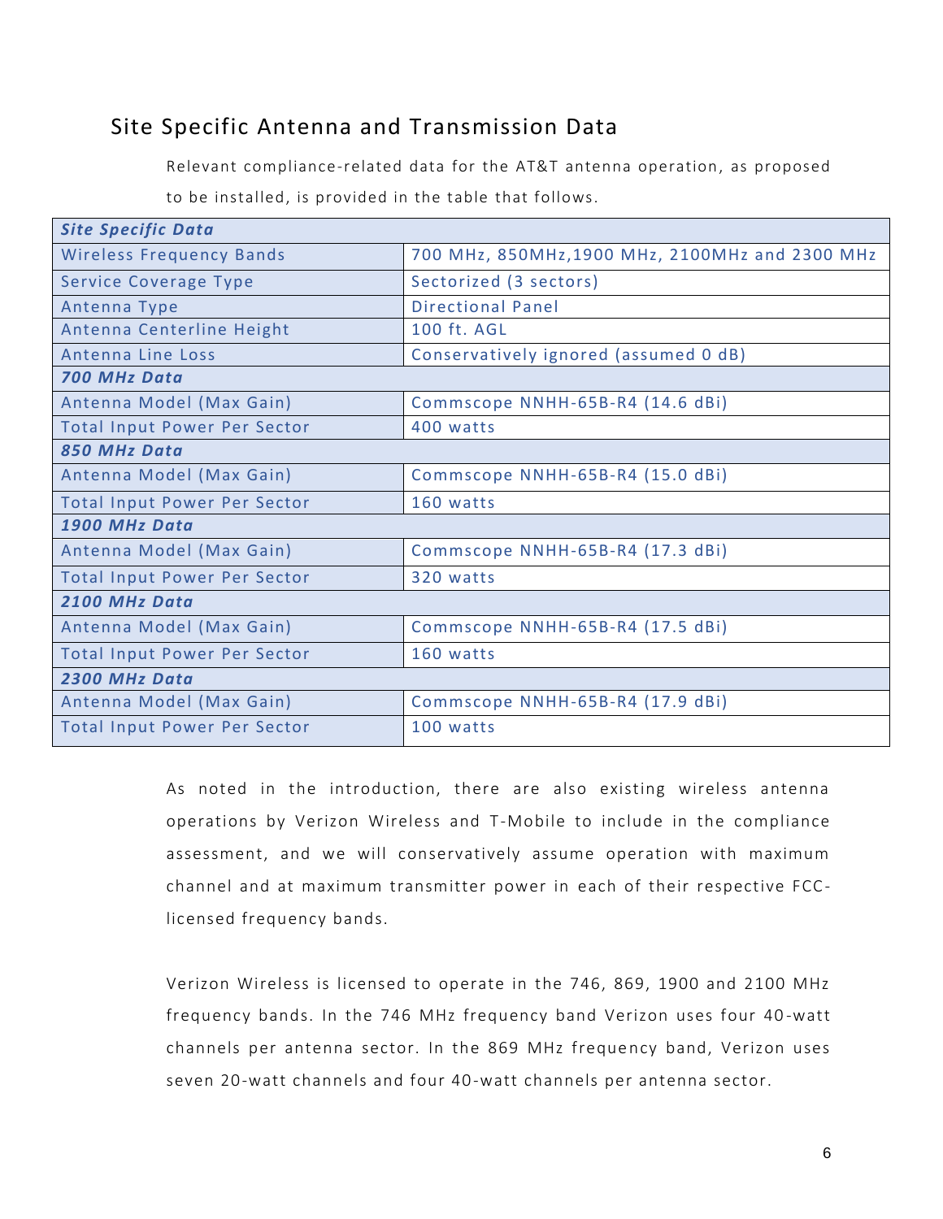## Site Specific Antenna and Transmission Data

Relevant compliance-related data for the AT&T antenna operation, as proposed to be installed, is provided in the table that follows.

| ***Site Specific Data*** | |
|---|---|
| Wireless Frequency Bands | 700 MHz, 850MHz,1900 MHz, 2100MHz and 2300 MHz |
| Service Coverage Type | Sectorized (3 sectors) |
| Antenna Type | Directional Panel |
| Antenna Centerline Height | 100 ft. AGL |
| Antenna Line Loss | Conservatively ignored (assumed 0 dB) |
| ***700 MHz Data*** | |
| Antenna Model (Max Gain) | Commscope NNHH-65B-R4 (14.6 dBi) |
| Total Input Power Per Sector | 400 watts |
| ***850 MHz Data*** | |
| Antenna Model (Max Gain) | Commscope NNHH-65B-R4 (15.0 dBi) |
| Total Input Power Per Sector | 160 watts |
| ***1900 MHz Data*** | |
| Antenna Model (Max Gain) | Commscope NNHH-65B-R4 (17.3 dBi) |
| Total Input Power Per Sector | 320 watts |
| ***2100 MHz Data*** | |
| Antenna Model (Max Gain) | Commscope NNHH-65B-R4 (17.5 dBi) |
| Total Input Power Per Sector | 160 watts |
| ***2300 MHz Data*** | |
| Antenna Model (Max Gain) | Commscope NNHH-65B-R4 (17.9 dBi) |
| Total Input Power Per Sector | 100 watts |

As noted in the introduction, there are also existing wireless antenna operations by Verizon Wireless and T-Mobile to include in the compliance assessment, and we will conservatively assume operation with maximum channel and at maximum transmitter power in each of their respective FCC-licensed frequency bands.

Verizon Wireless is licensed to operate in the 746, 869, 1900 and 2100 MHz frequency bands. In the 746 MHz frequency band Verizon uses four 40-watt channels per antenna sector. In the 869 MHz frequency band, Verizon uses seven 20-watt channels and four 40-watt channels per antenna sector.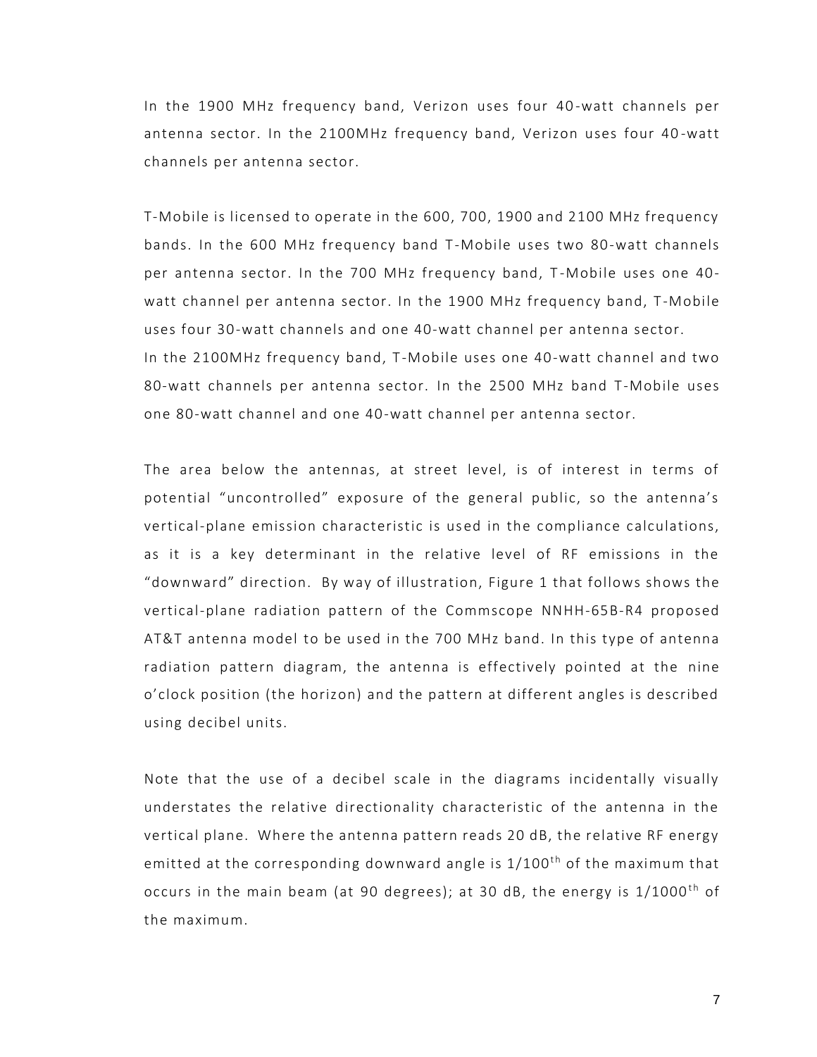In the 1900 MHz frequency band, Verizon uses four 40-watt channels per antenna sector. In the 2100MHz frequency band, Verizon uses four 40-watt channels per antenna sector.

T-Mobile is licensed to operate in the 600, 700, 1900 and 2100 MHz frequency bands. In the 600 MHz frequency band T-Mobile uses two 80-watt channels per antenna sector. In the 700 MHz frequency band, T-Mobile uses one 40-watt channel per antenna sector. In the 1900 MHz frequency band, T-Mobile uses four 30-watt channels and one 40-watt channel per antenna sector.
In the 2100MHz frequency band, T-Mobile uses one 40-watt channel and two 80-watt channels per antenna sector. In the 2500 MHz band T-Mobile uses one 80-watt channel and one 40-watt channel per antenna sector.

The area below the antennas, at street level, is of interest in terms of potential "uncontrolled" exposure of the general public, so the antenna's vertical-plane emission characteristic is used in the compliance calculations, as it is a key determinant in the relative level of RF emissions in the "downward" direction. By way of illustration, Figure 1 that follows shows the vertical-plane radiation pattern of the Commscope NNHH-65B-R4 proposed AT&T antenna model to be used in the 700 MHz band. In this type of antenna radiation pattern diagram, the antenna is effectively pointed at the nine o'clock position (the horizon) and the pattern at different angles is described using decibel units.

Note that the use of a decibel scale in the diagrams incidentally visually understates the relative directionality characteristic of the antenna in the vertical plane. Where the antenna pattern reads 20 dB, the relative RF energy emitted at the corresponding downward angle is $1/100^{th}$ of the maximum that occurs in the main beam (at 90 degrees); at 30 dB, the energy is $1/1000^{th}$ of the maximum.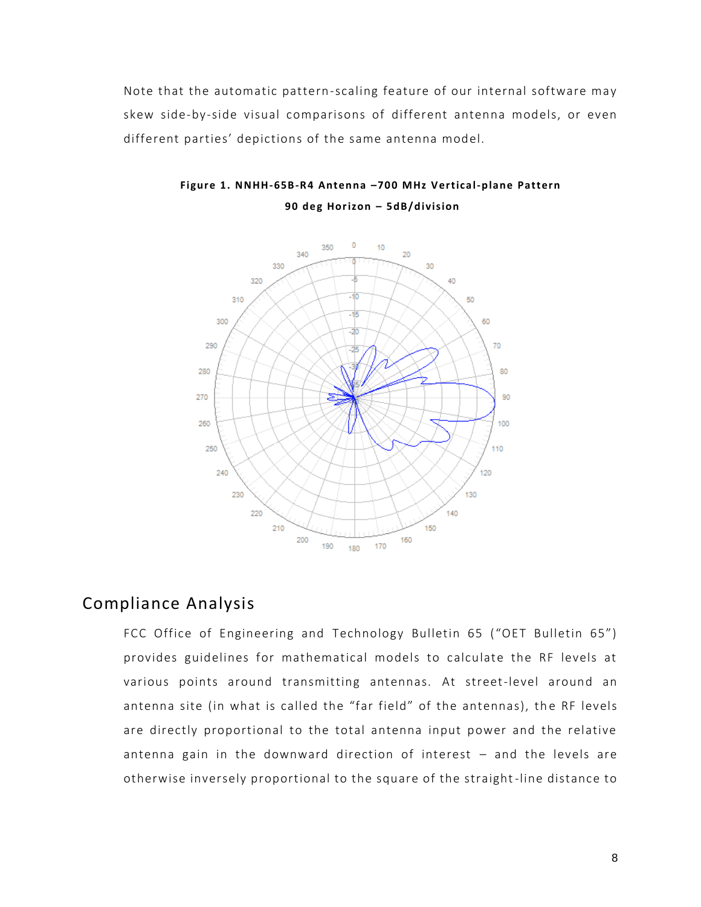Note that the automatic pattern-scaling feature of our internal software may skew side-by-side visual comparisons of different antenna models, or even different parties' depictions of the same antenna model.

**Figure 1. NNHH-65B-R4 Antenna –700 MHz Vertical-plane Pattern**

**90 deg Horizon – 5dB/division**

## Compliance Analysis

FCC Office of Engineering and Technology Bulletin 65 ("OET Bulletin 65") provides guidelines for mathematical models to calculate the RF levels at various points around transmitting antennas. At street-level around an antenna site (in what is called the "far field" of the antennas), the RF levels are directly proportional to the total antenna input power and the relative antenna gain in the downward direction of interest – and the levels are otherwise inversely proportional to the square of the straight-line distance to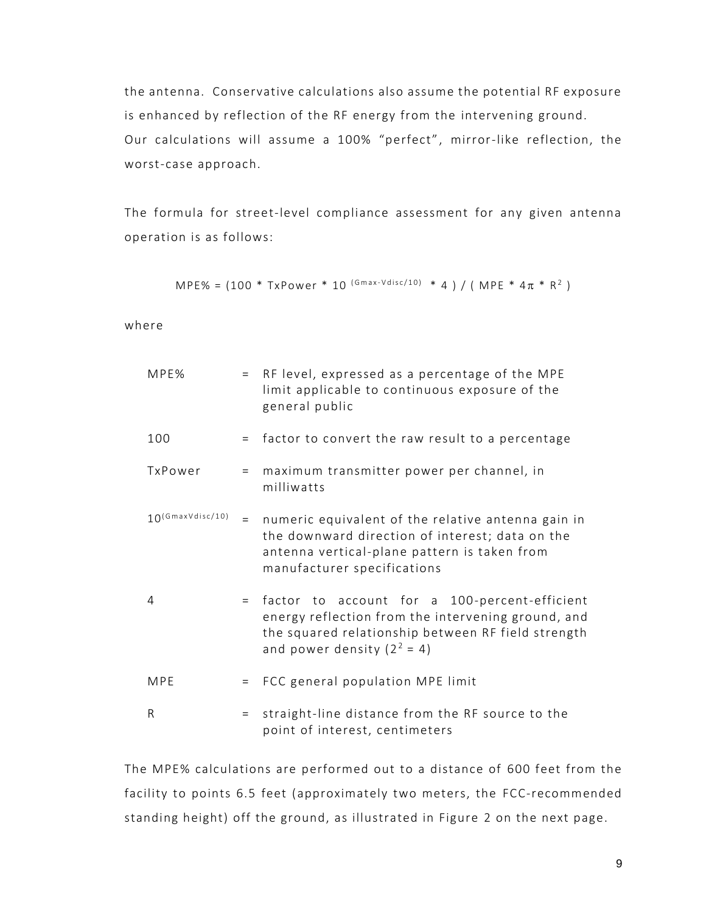the antenna. Conservative calculations also assume the potential RF exposure is enhanced by reflection of the RF energy from the intervening ground. Our calculations will assume a 100% "perfect", mirror-like reflection, the worst-case approach.

The formula for street-level compliance assessment for any given antenna operation is as follows:

$$MPE\% = (100 * TxPower * 10^{(Gmax-Vdisc/10)} * 4) / (MPE * 4\pi * R^2)$$

where

| | | |
|---|---|---|
| MPE% | = | RF level, expressed as a percentage of the MPE limit applicable to continuous exposure of the general public |
| 100 | = | factor to convert the raw result to a percentage |
| TxPower | = | maximum transmitter power per channel, in milliwatts |
| $10^{(GmaxVdisc/10)}$ | = | numeric equivalent of the relative antenna gain in the downward direction of interest; data on the antenna vertical-plane pattern is taken from manufacturer specifications |
| 4 | = | factor to account for a 100-percent-efficient energy reflection from the intervening ground, and the squared relationship between RF field strength and power density ($2^2 = 4$) |
| MPE | = | FCC general population MPE limit |
| R | = | straight-line distance from the RF source to the point of interest, centimeters |

The MPE% calculations are performed out to a distance of 600 feet from the facility to points 6.5 feet (approximately two meters, the FCC-recommended standing height) off the ground, as illustrated in Figure 2 on the next page.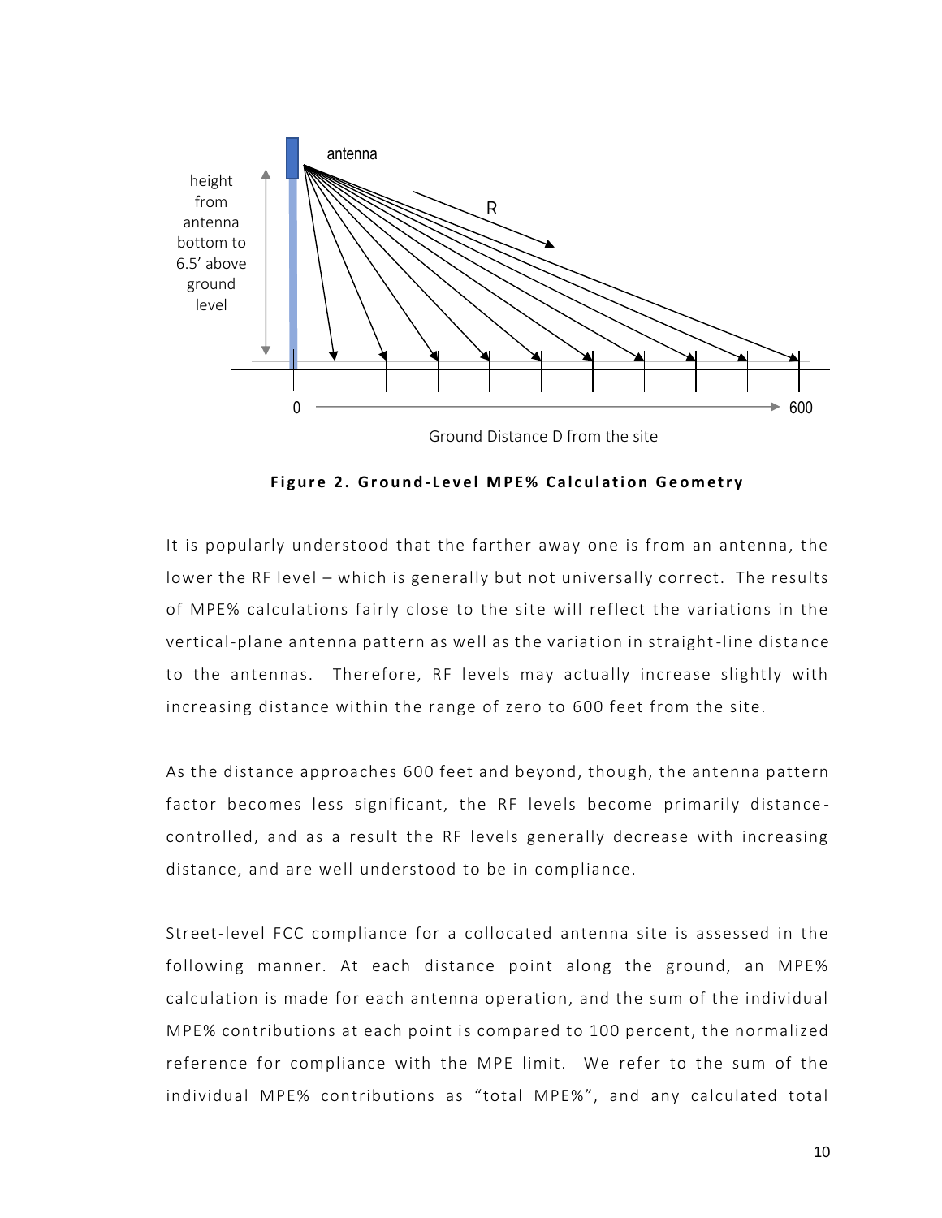**Figure 2. Ground-Level MPE% Calculation Geometry**

It is popularly understood that the farther away one is from an antenna, the lower the RF level – which is generally but not universally correct. The results of MPE% calculations fairly close to the site will reflect the variations in the vertical-plane antenna pattern as well as the variation in straight-line distance to the antennas. Therefore, RF levels may actually increase slightly with increasing distance within the range of zero to 600 feet from the site.

As the distance approaches 600 feet and beyond, though, the antenna pattern factor becomes less significant, the RF levels become primarily distance-controlled, and as a result the RF levels generally decrease with increasing distance, and are well understood to be in compliance.

Street-level FCC compliance for a collocated antenna site is assessed in the following manner. At each distance point along the ground, an MPE% calculation is made for each antenna operation, and the sum of the individual MPE% contributions at each point is compared to 100 percent, the normalized reference for compliance with the MPE limit. We refer to the sum of the individual MPE% contributions as "total MPE%", and any calculated total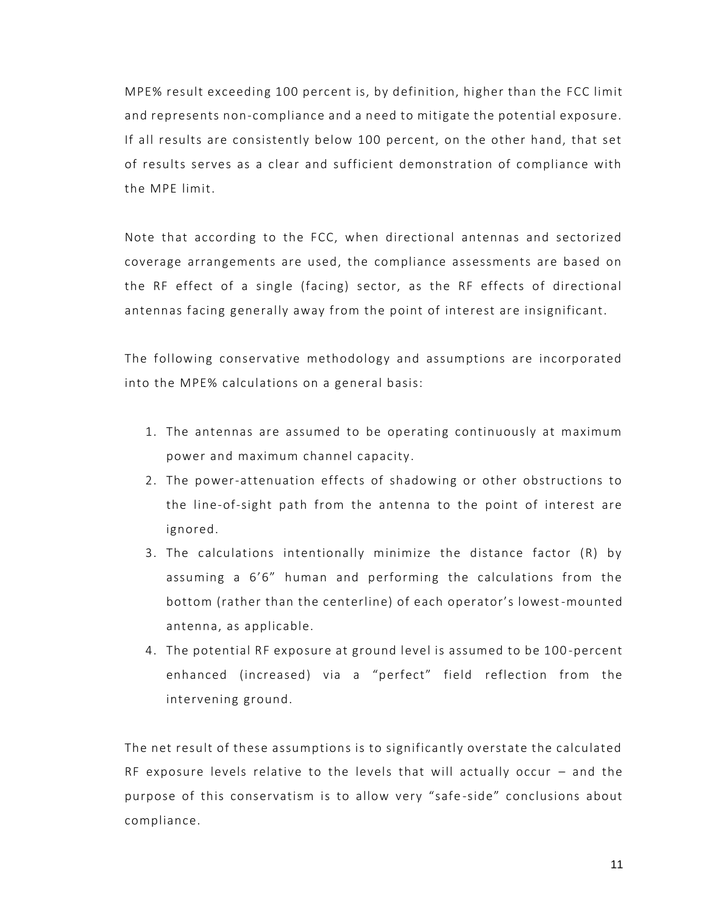MPE% result exceeding 100 percent is, by definition, higher than the FCC limit and represents non-compliance and a need to mitigate the potential exposure. If all results are consistently below 100 percent, on the other hand, that set of results serves as a clear and sufficient demonstration of compliance with the MPE limit.

Note that according to the FCC, when directional antennas and sectorized coverage arrangements are used, the compliance assessments are based on the RF effect of a single (facing) sector, as the RF effects of directional antennas facing generally away from the point of interest are insignificant.

The following conservative methodology and assumptions are incorporated into the MPE% calculations on a general basis:

1. The antennas are assumed to be operating continuously at maximum power and maximum channel capacity.
2. The power-attenuation effects of shadowing or other obstructions to the line-of-sight path from the antenna to the point of interest are ignored.
3. The calculations intentionally minimize the distance factor (R) by assuming a 6'6" human and performing the calculations from the bottom (rather than the centerline) of each operator's lowest-mounted antenna, as applicable.
4. The potential RF exposure at ground level is assumed to be 100-percent enhanced (increased) via a "perfect" field reflection from the intervening ground.

The net result of these assumptions is to significantly overstate the calculated RF exposure levels relative to the levels that will actually occur – and the purpose of this conservatism is to allow very "safe-side" conclusions about compliance.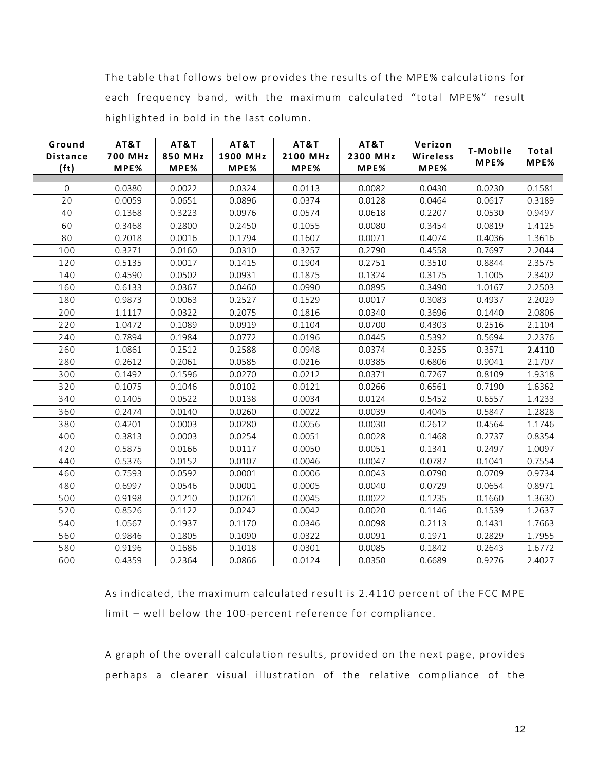The table that follows below provides the results of the MPE% calculations for each frequency band, with the maximum calculated "total MPE%" result highlighted in bold in the last column.

| Ground Distance (ft) | AT&T 700 MHz MPE% | AT&T 850 MHz MPE% | AT&T 1900 MHz MPE% | AT&T 2100 MHz MPE% | AT&T 2300 MHz MPE% | Verizon Wireless MPE% | T-Mobile MPE% | Total MPE% |
|---|---|---|---|---|---|---|---|---|
| 0 | 0.0380 | 0.0022 | 0.0324 | 0.0113 | 0.0082 | 0.0430 | 0.0230 | 0.1581 |
| 20 | 0.0059 | 0.0651 | 0.0896 | 0.0374 | 0.0128 | 0.0464 | 0.0617 | 0.3189 |
| 40 | 0.1368 | 0.3223 | 0.0976 | 0.0574 | 0.0618 | 0.2207 | 0.0530 | 0.9497 |
| 60 | 0.3468 | 0.2800 | 0.2450 | 0.1055 | 0.0080 | 0.3454 | 0.0819 | 1.4125 |
| 80 | 0.2018 | 0.0016 | 0.1794 | 0.1607 | 0.0071 | 0.4074 | 0.4036 | 1.3616 |
| 100 | 0.3271 | 0.0160 | 0.0310 | 0.3257 | 0.2790 | 0.4558 | 0.7697 | 2.2044 |
| 120 | 0.5135 | 0.0017 | 0.1415 | 0.1904 | 0.2751 | 0.3510 | 0.8844 | 2.3575 |
| 140 | 0.4590 | 0.0502 | 0.0931 | 0.1875 | 0.1324 | 0.3175 | 1.1005 | 2.3402 |
| 160 | 0.6133 | 0.0367 | 0.0460 | 0.0990 | 0.0895 | 0.3490 | 1.0167 | 2.2503 |
| 180 | 0.9873 | 0.0063 | 0.2527 | 0.1529 | 0.0017 | 0.3083 | 0.4937 | 2.2029 |
| 200 | 1.1117 | 0.0322 | 0.2075 | 0.1816 | 0.0340 | 0.3696 | 0.1440 | 2.0806 |
| 220 | 1.0472 | 0.1089 | 0.0919 | 0.1104 | 0.0700 | 0.4303 | 0.2516 | 2.1104 |
| 240 | 0.7894 | 0.1984 | 0.0772 | 0.0196 | 0.0445 | 0.5392 | 0.5694 | 2.2376 |
| 260 | 1.0861 | 0.2512 | 0.2588 | 0.0948 | 0.0374 | 0.3255 | 0.3571 | **2.4110** |
| 280 | 0.2612 | 0.2061 | 0.0585 | 0.0216 | 0.0385 | 0.6806 | 0.9041 | 2.1707 |
| 300 | 0.1492 | 0.1596 | 0.0270 | 0.0212 | 0.0371 | 0.7267 | 0.8109 | 1.9318 |
| 320 | 0.1075 | 0.1046 | 0.0102 | 0.0121 | 0.0266 | 0.6561 | 0.7190 | 1.6362 |
| 340 | 0.1405 | 0.0522 | 0.0138 | 0.0034 | 0.0124 | 0.5452 | 0.6557 | 1.4233 |
| 360 | 0.2474 | 0.0140 | 0.0260 | 0.0022 | 0.0039 | 0.4045 | 0.5847 | 1.2828 |
| 380 | 0.4201 | 0.0003 | 0.0280 | 0.0056 | 0.0030 | 0.2612 | 0.4564 | 1.1746 |
| 400 | 0.3813 | 0.0003 | 0.0254 | 0.0051 | 0.0028 | 0.1468 | 0.2737 | 0.8354 |
| 420 | 0.5875 | 0.0166 | 0.0117 | 0.0050 | 0.0051 | 0.1341 | 0.2497 | 1.0097 |
| 440 | 0.5376 | 0.0152 | 0.0107 | 0.0046 | 0.0047 | 0.0787 | 0.1041 | 0.7554 |
| 460 | 0.7593 | 0.0592 | 0.0001 | 0.0006 | 0.0043 | 0.0790 | 0.0709 | 0.9734 |
| 480 | 0.6997 | 0.0546 | 0.0001 | 0.0005 | 0.0040 | 0.0729 | 0.0654 | 0.8971 |
| 500 | 0.9198 | 0.1210 | 0.0261 | 0.0045 | 0.0022 | 0.1235 | 0.1660 | 1.3630 |
| 520 | 0.8526 | 0.1122 | 0.0242 | 0.0042 | 0.0020 | 0.1146 | 0.1539 | 1.2637 |
| 540 | 1.0567 | 0.1937 | 0.1170 | 0.0346 | 0.0098 | 0.2113 | 0.1431 | 1.7663 |
| 560 | 0.9846 | 0.1805 | 0.1090 | 0.0322 | 0.0091 | 0.1971 | 0.2829 | 1.7955 |
| 580 | 0.9196 | 0.1686 | 0.1018 | 0.0301 | 0.0085 | 0.1842 | 0.2643 | 1.6772 |
| 600 | 0.4359 | 0.2364 | 0.0866 | 0.0124 | 0.0350 | 0.6689 | 0.9276 | 2.4027 |

As indicated, the maximum calculated result is 2.4110 percent of the FCC MPE limit – well below the 100-percent reference for compliance.

A graph of the overall calculation results, provided on the next page, provides perhaps a clearer visual illustration of the relative compliance of the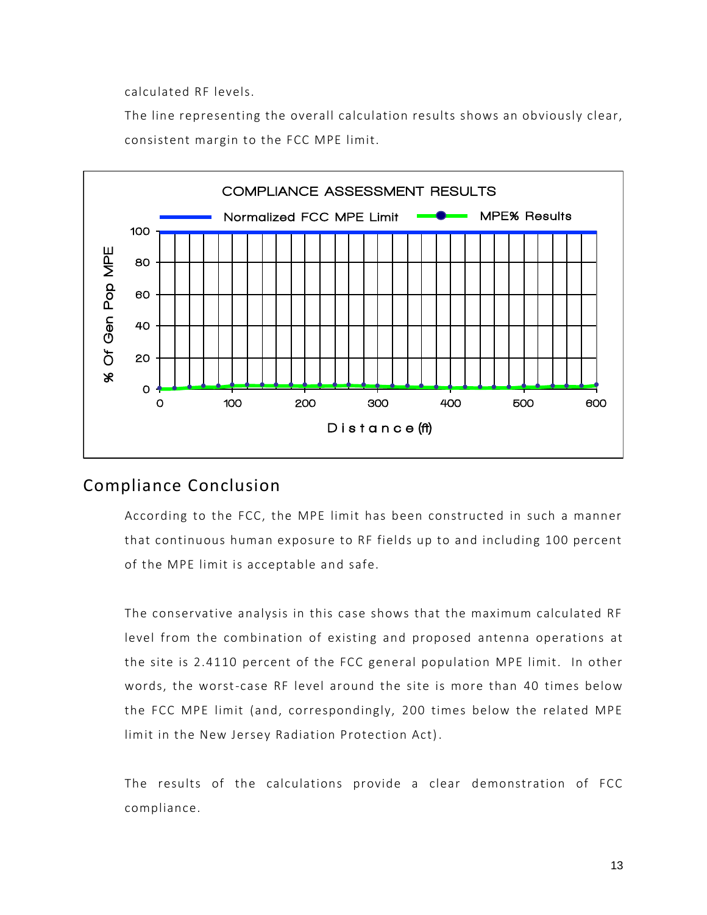calculated RF levels.

The line representing the overall calculation results shows an obviously clear, consistent margin to the FCC MPE limit.

COMPLIANCE ASSESSMENT RESULTS

Normalized FCC MPE Limit — MPE% Results

% Of Gen Pop MPE

Distance (ft)

## Compliance Conclusion

According to the FCC, the MPE limit has been constructed in such a manner that continuous human exposure to RF fields up to and including 100 percent of the MPE limit is acceptable and safe.

The conservative analysis in this case shows that the maximum calculated RF level from the combination of existing and proposed antenna operations at the site is 2.4110 percent of the FCC general population MPE limit. In other words, the worst-case RF level around the site is more than 40 times below the FCC MPE limit (and, correspondingly, 200 times below the related MPE limit in the New Jersey Radiation Protection Act).

The results of the calculations provide a clear demonstration of FCC compliance.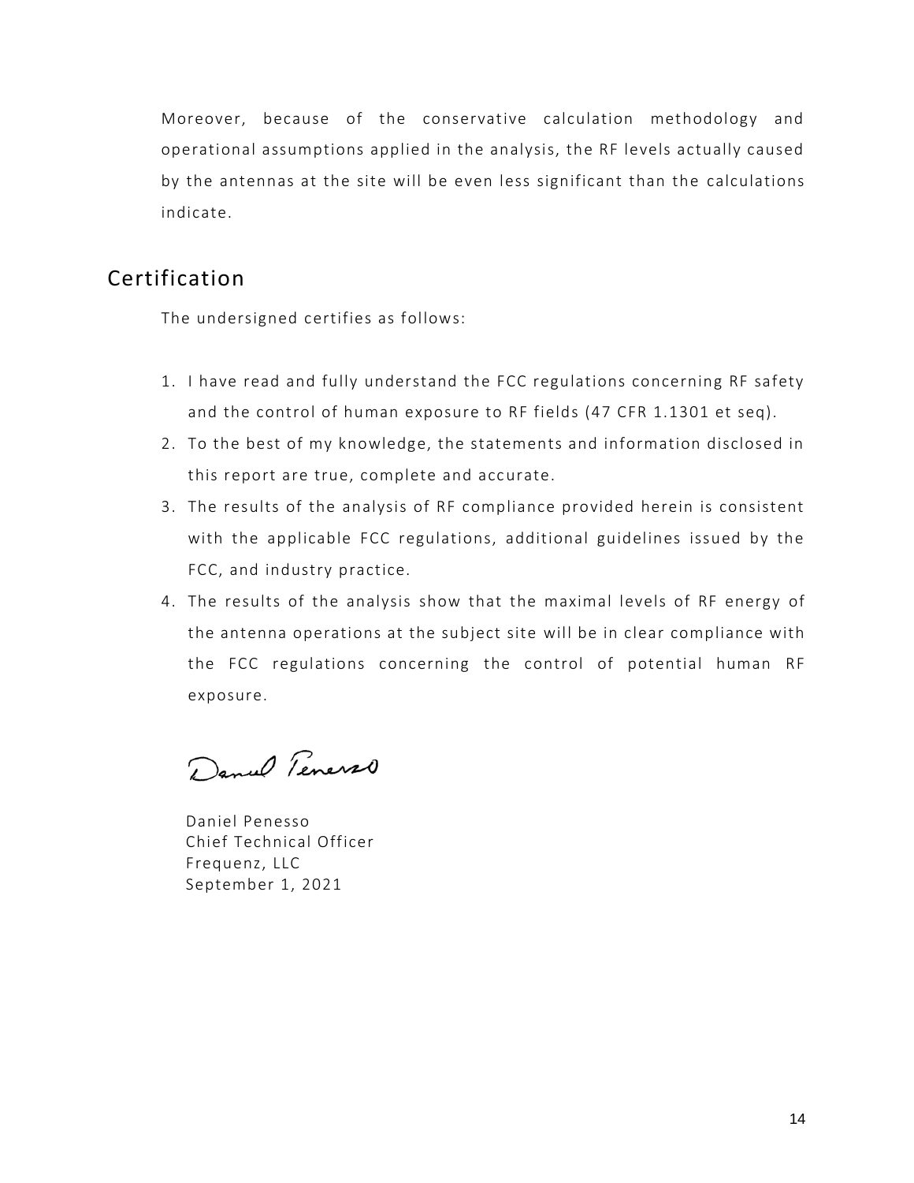Moreover, because of the conservative calculation methodology and operational assumptions applied in the analysis, the RF levels actually caused by the antennas at the site will be even less significant than the calculations indicate.

## Certification

The undersigned certifies as follows:

1. I have read and fully understand the FCC regulations concerning RF safety and the control of human exposure to RF fields (47 CFR 1.1301 et seq).
2. To the best of my knowledge, the statements and information disclosed in this report are true, complete and accurate.
3. The results of the analysis of RF compliance provided herein is consistent with the applicable FCC regulations, additional guidelines issued by the FCC, and industry practice.
4. The results of the analysis show that the maximal levels of RF energy of the antenna operations at the subject site will be in clear compliance with the FCC regulations concerning the control of potential human RF exposure.

Daniel Penesso
Chief Technical Officer
Frequenz, LLC
September 1, 2021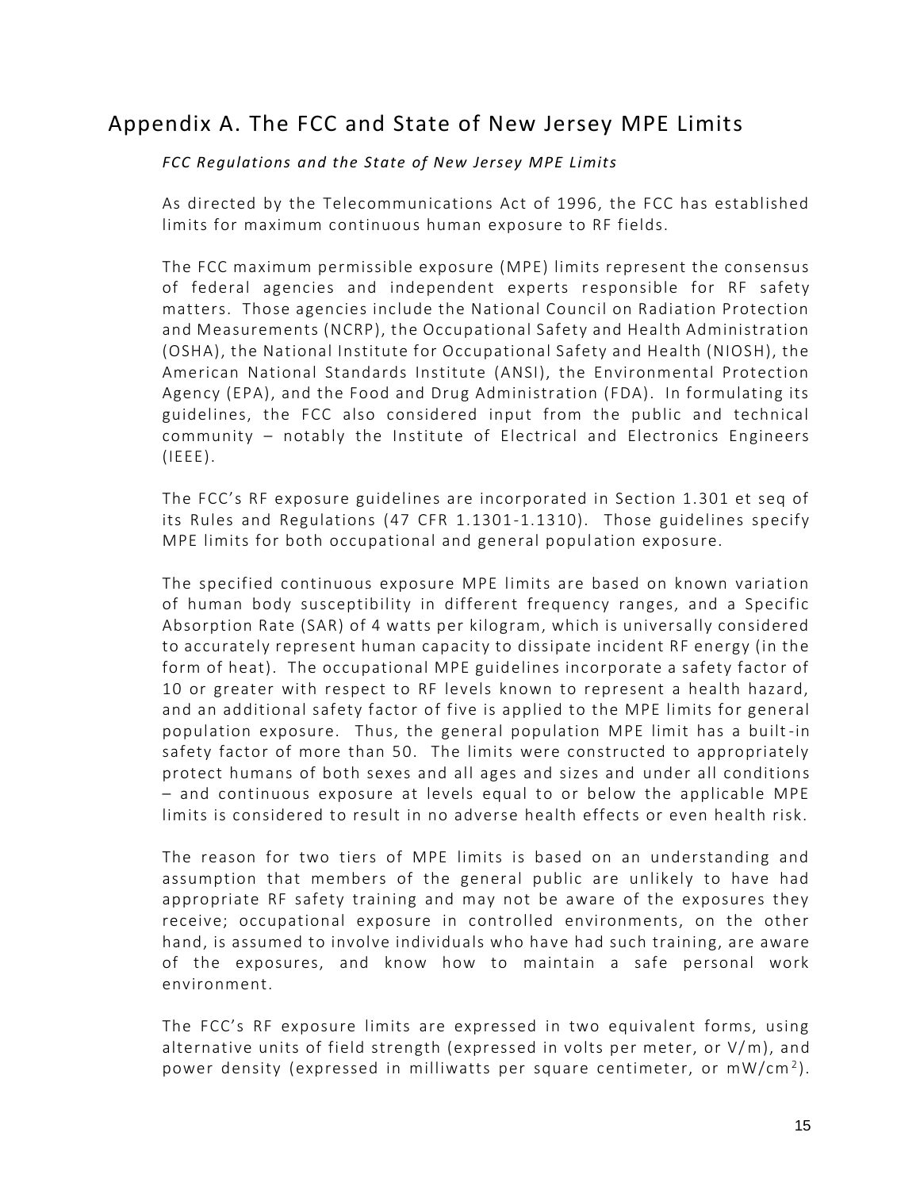## Appendix A. The FCC and State of New Jersey MPE Limits

*FCC Regulations and the State of New Jersey MPE Limits*

As directed by the Telecommunications Act of 1996, the FCC has established limits for maximum continuous human exposure to RF fields.

The FCC maximum permissible exposure (MPE) limits represent the consensus of federal agencies and independent experts responsible for RF safety matters. Those agencies include the National Council on Radiation Protection and Measurements (NCRP), the Occupational Safety and Health Administration (OSHA), the National Institute for Occupational Safety and Health (NIOSH), the American National Standards Institute (ANSI), the Environmental Protection Agency (EPA), and the Food and Drug Administration (FDA). In formulating its guidelines, the FCC also considered input from the public and technical community – notably the Institute of Electrical and Electronics Engineers (IEEE).

The FCC's RF exposure guidelines are incorporated in Section 1.301 et seq of its Rules and Regulations (47 CFR 1.1301-1.1310). Those guidelines specify MPE limits for both occupational and general population exposure.

The specified continuous exposure MPE limits are based on known variation of human body susceptibility in different frequency ranges, and a Specific Absorption Rate (SAR) of 4 watts per kilogram, which is universally considered to accurately represent human capacity to dissipate incident RF energy (in the form of heat). The occupational MPE guidelines incorporate a safety factor of 10 or greater with respect to RF levels known to represent a health hazard, and an additional safety factor of five is applied to the MPE limits for general population exposure. Thus, the general population MPE limit has a built-in safety factor of more than 50. The limits were constructed to appropriately protect humans of both sexes and all ages and sizes and under all conditions – and continuous exposure at levels equal to or below the applicable MPE limits is considered to result in no adverse health effects or even health risk.

The reason for two tiers of MPE limits is based on an understanding and assumption that members of the general public are unlikely to have had appropriate RF safety training and may not be aware of the exposures they receive; occupational exposure in controlled environments, on the other hand, is assumed to involve individuals who have had such training, are aware of the exposures, and know how to maintain a safe personal work environment.

The FCC's RF exposure limits are expressed in two equivalent forms, using alternative units of field strength (expressed in volts per meter, or V/m), and power density (expressed in milliwatts per square centimeter, or $mW/cm^2$).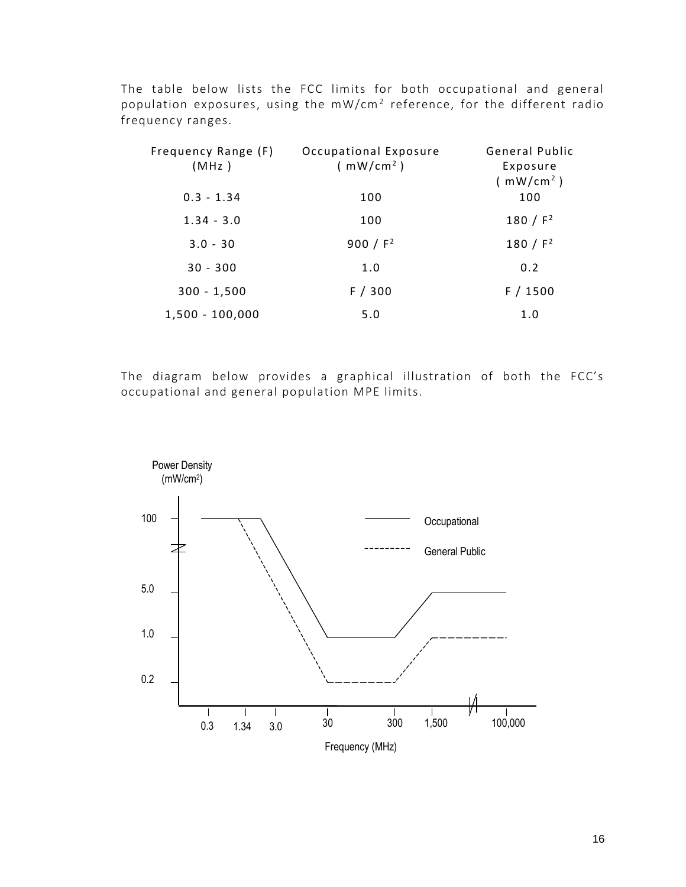The table below lists the FCC limits for both occupational and general population exposures, using the $mW/cm^2$ reference, for the different radio frequency ranges.

| Frequency Range (F) (MHz ) | Occupational Exposure ( $mW/cm^2$ ) | General Public Exposure ( $mW/cm^2$ ) |
| --- | --- | --- |
| 0.3 - 1.34 | 100 | 100 |
| 1.34 - 3.0 | 100 | $180 / F^2$ |
| 3.0 - 30 | $900 / F^2$ | $180 / F^2$ |
| 30 - 300 | 1.0 | 0.2 |
| 300 - 1,500 | F / 300 | F / 1500 |
| 1,500 - 100,000 | 5.0 | 1.0 |

The diagram below provides a graphical illustration of both the FCC's occupational and general population MPE limits.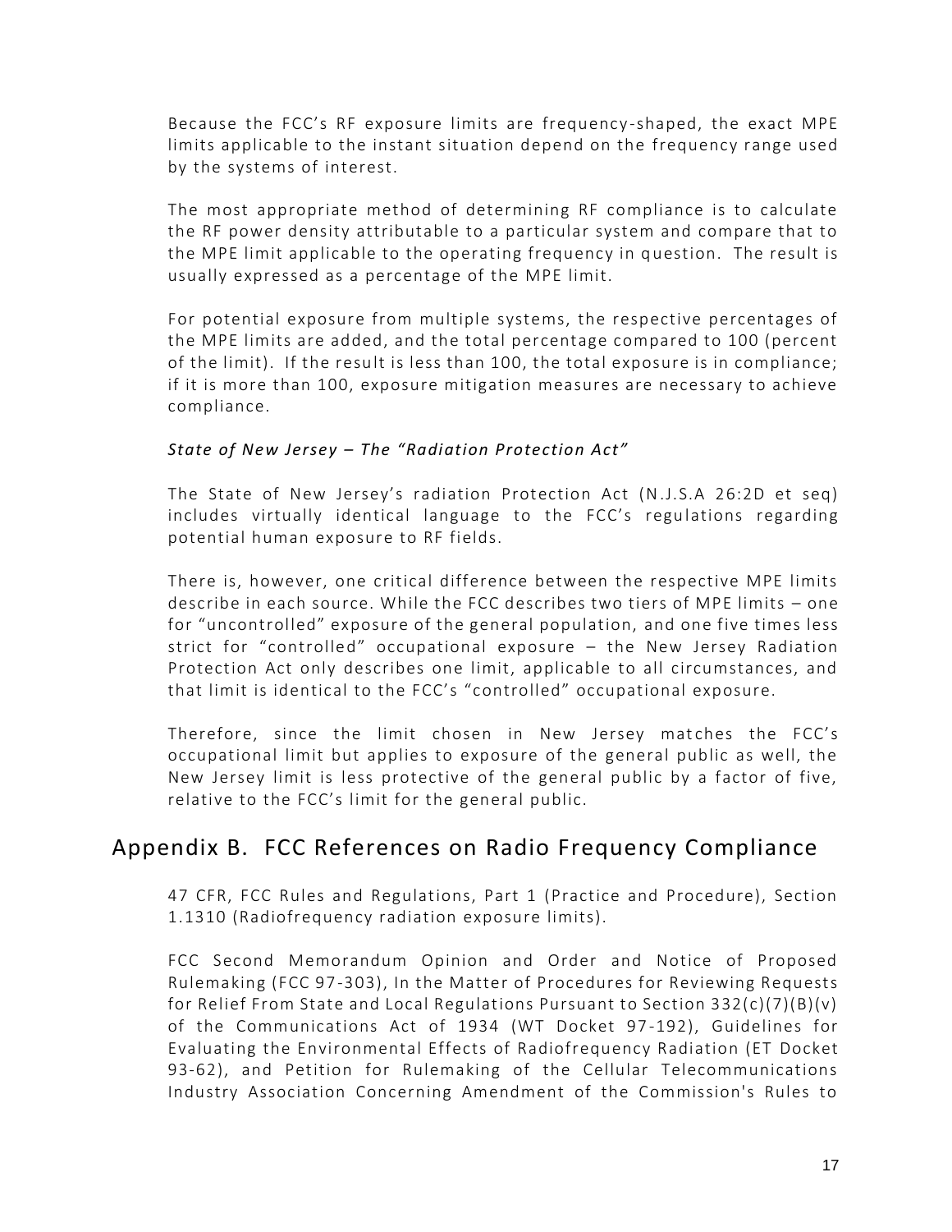Because the FCC's RF exposure limits are frequency-shaped, the exact MPE limits applicable to the instant situation depend on the frequency range used by the systems of interest.

The most appropriate method of determining RF compliance is to calculate the RF power density attributable to a particular system and compare that to the MPE limit applicable to the operating frequency in question. The result is usually expressed as a percentage of the MPE limit.

For potential exposure from multiple systems, the respective percentages of the MPE limits are added, and the total percentage compared to 100 (percent of the limit). If the result is less than 100, the total exposure is in compliance; if it is more than 100, exposure mitigation measures are necessary to achieve compliance.

*State of New Jersey – The "Radiation Protection Act"*

The State of New Jersey's radiation Protection Act (N.J.S.A 26:2D et seq) includes virtually identical language to the FCC's regulations regarding potential human exposure to RF fields.

There is, however, one critical difference between the respective MPE limits describe in each source. While the FCC describes two tiers of MPE limits – one for "uncontrolled" exposure of the general population, and one five times less strict for "controlled" occupational exposure – the New Jersey Radiation Protection Act only describes one limit, applicable to all circumstances, and that limit is identical to the FCC's "controlled" occupational exposure.

Therefore, since the limit chosen in New Jersey matches the FCC's occupational limit but applies to exposure of the general public as well, the New Jersey limit is less protective of the general public by a factor of five, relative to the FCC's limit for the general public.

## Appendix B. FCC References on Radio Frequency Compliance

47 CFR, FCC Rules and Regulations, Part 1 (Practice and Procedure), Section 1.1310 (Radiofrequency radiation exposure limits).

FCC Second Memorandum Opinion and Order and Notice of Proposed Rulemaking (FCC 97-303), In the Matter of Procedures for Reviewing Requests for Relief From State and Local Regulations Pursuant to Section 332(c)(7)(B)(v) of the Communications Act of 1934 (WT Docket 97-192), Guidelines for Evaluating the Environmental Effects of Radiofrequency Radiation (ET Docket 93-62), and Petition for Rulemaking of the Cellular Telecommunications Industry Association Concerning Amendment of the Commission's Rules to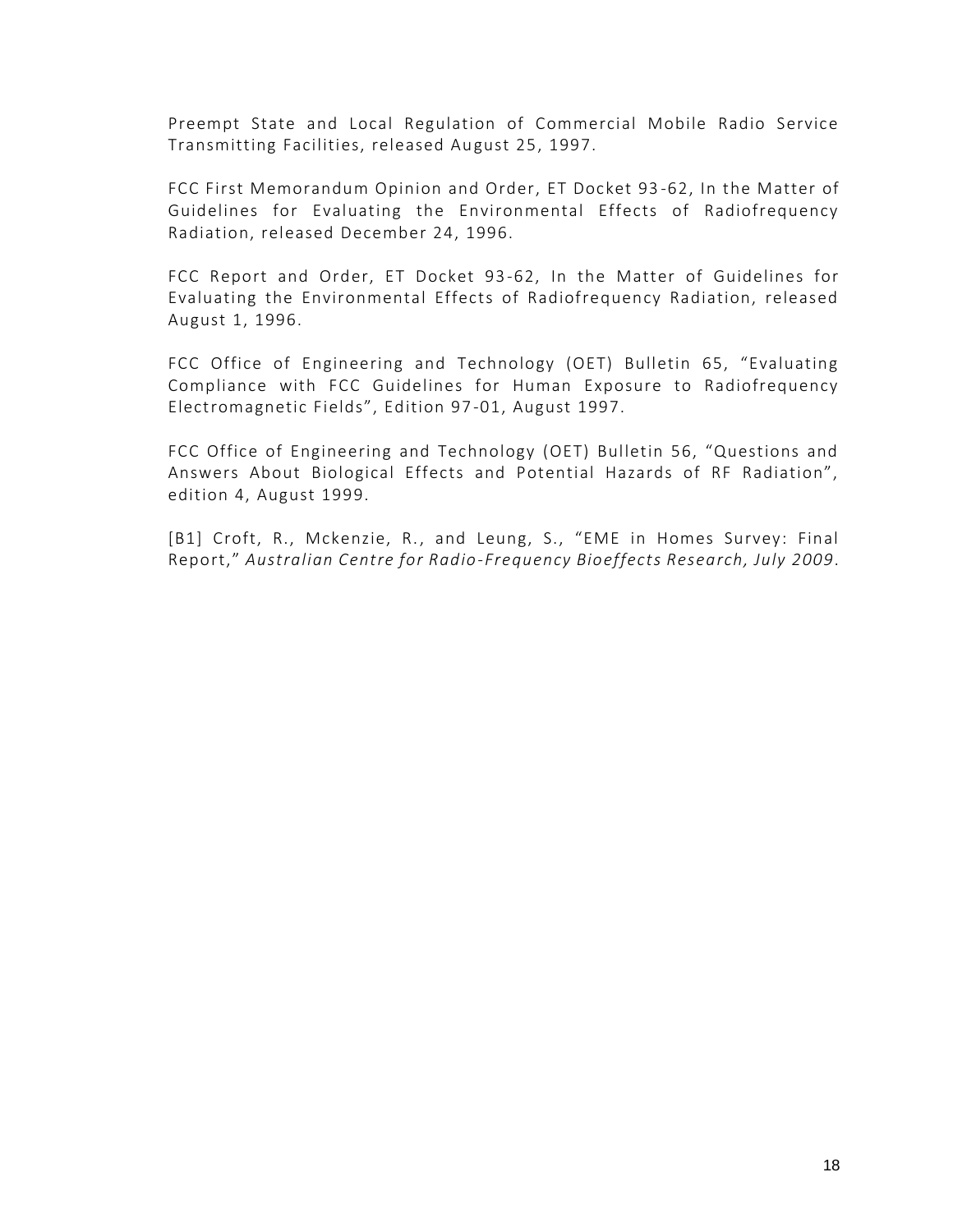Preempt State and Local Regulation of Commercial Mobile Radio Service Transmitting Facilities, released August 25, 1997.

FCC First Memorandum Opinion and Order, ET Docket 93-62, In the Matter of Guidelines for Evaluating the Environmental Effects of Radiofrequency Radiation, released December 24, 1996.

FCC Report and Order, ET Docket 93-62, In the Matter of Guidelines for Evaluating the Environmental Effects of Radiofrequency Radiation, released August 1, 1996.

FCC Office of Engineering and Technology (OET) Bulletin 65, "Evaluating Compliance with FCC Guidelines for Human Exposure to Radiofrequency Electromagnetic Fields", Edition 97-01, August 1997.

FCC Office of Engineering and Technology (OET) Bulletin 56, "Questions and Answers About Biological Effects and Potential Hazards of RF Radiation", edition 4, August 1999.

[B1] Croft, R., Mckenzie, R., and Leung, S., "EME in Homes Survey: Final Report," *Australian Centre for Radio-Frequency Bioeffects Research, July 2009*.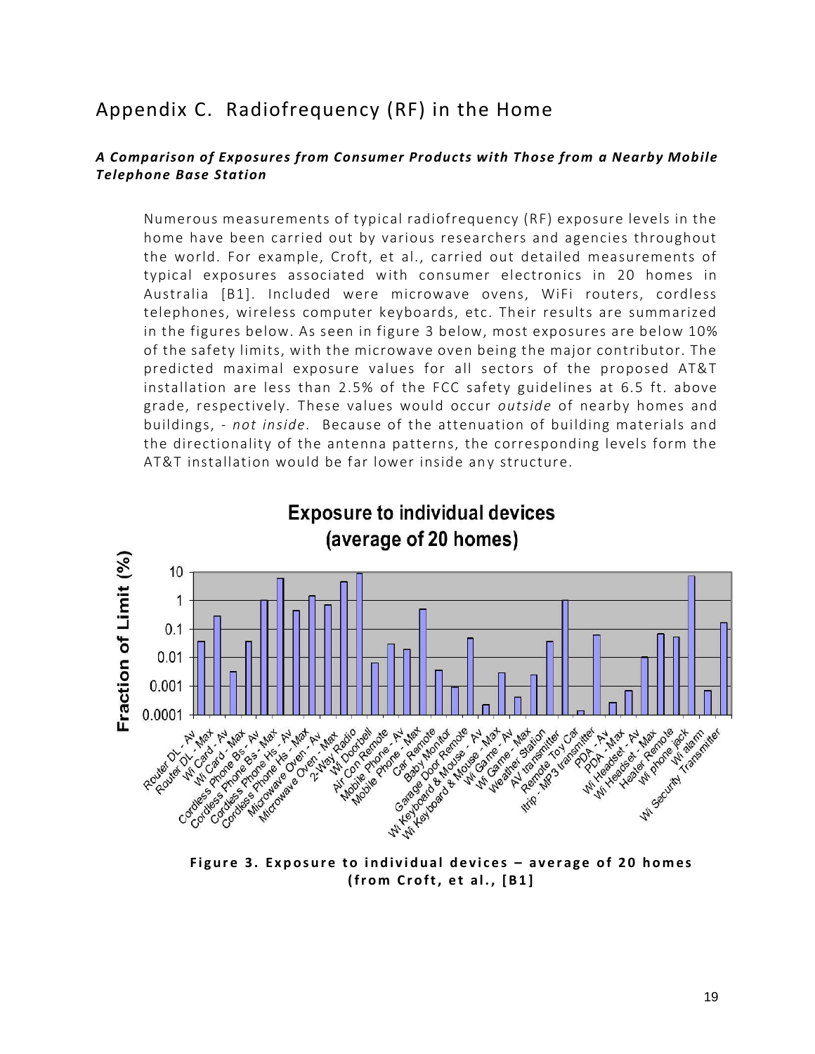# Appendix C. Radiofrequency (RF) in the Home

***A Comparison of Exposures from Consumer Products with Those from a Nearby Mobile Telephone Base Station***

Numerous measurements of typical radiofrequency (RF) exposure levels in the home have been carried out by various researchers and agencies throughout the world. For example, Croft, et al., carried out detailed measurements of typical exposures associated with consumer electronics in 20 homes in Australia [B1]. Included were microwave ovens, WiFi routers, cordless telephones, wireless computer keyboards, etc. Their results are summarized in the figures below. As seen in figure 3 below, most exposures are below 10% of the safety limits, with the microwave oven being the major contributor. The predicted maximal exposure values for all sectors of the proposed AT&T installation are less than 2.5% of the FCC safety guidelines at 6.5 ft. above grade, respectively. These values would occur *outside* of nearby homes and buildings, - *not inside*. Because of the attenuation of building materials and the directionality of the antenna patterns, the corresponding levels form the AT&T installation would be far lower inside any structure.

**Figure 3. Exposure to individual devices – average of 20 homes (from Croft, et al., [B1]**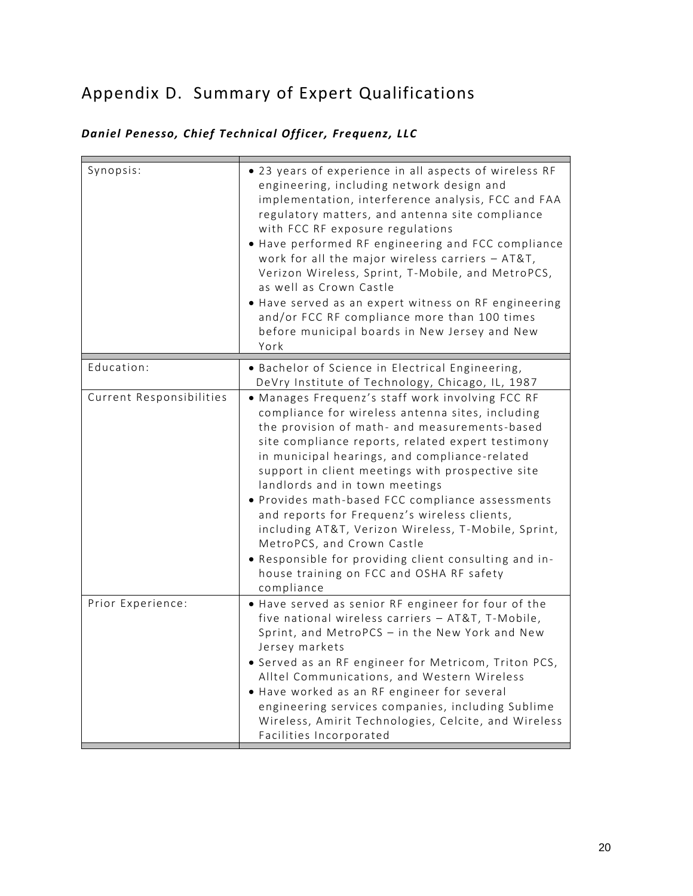# Appendix D. Summary of Expert Qualifications

***Daniel Penesso, Chief Technical Officer, Frequenz, LLC***

| | |
|---|---|
| Synopsis: | • 23 years of experience in all aspects of wireless RF engineering, including network design and implementation, interference analysis, FCC and FAA regulatory matters, and antenna site compliance with FCC RF exposure regulations<br>• Have performed RF engineering and FCC compliance work for all the major wireless carriers – AT&T, Verizon Wireless, Sprint, T-Mobile, and MetroPCS, as well as Crown Castle<br>• Have served as an expert witness on RF engineering and/or FCC RF compliance more than 100 times before municipal boards in New Jersey and New York |
| Education: | • Bachelor of Science in Electrical Engineering, DeVry Institute of Technology, Chicago, IL, 1987 |
| Current Responsibilities | • Manages Frequenz's staff work involving FCC RF compliance for wireless antenna sites, including the provision of math- and measurements-based site compliance reports, related expert testimony in municipal hearings, and compliance-related support in client meetings with prospective site landlords and in town meetings<br>• Provides math-based FCC compliance assessments and reports for Frequenz's wireless clients, including AT&T, Verizon Wireless, T-Mobile, Sprint, MetroPCS, and Crown Castle<br>• Responsible for providing client consulting and in-house training on FCC and OSHA RF safety compliance |
| Prior Experience: | • Have served as senior RF engineer for four of the five national wireless carriers – AT&T, T-Mobile, Sprint, and MetroPCS – in the New York and New Jersey markets<br>• Served as an RF engineer for Metricom, Triton PCS, Alltel Communications, and Western Wireless<br>• Have worked as an RF engineer for several engineering services companies, including Sublime Wireless, Amirit Technologies, Celcite, and Wireless Facilities Incorporated |